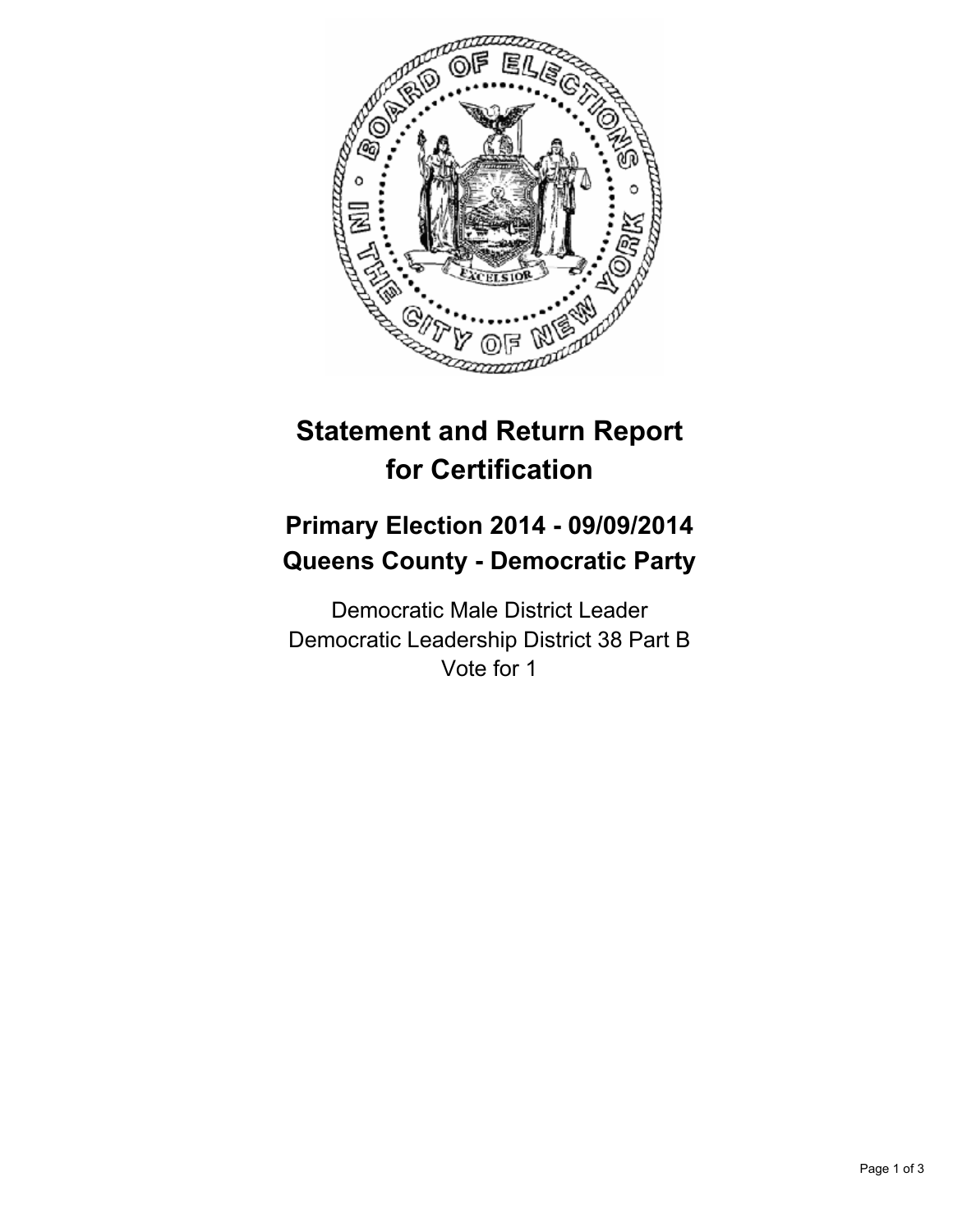# Statement and Return Report for Certification

## Primary Election 2014 - 09/09/2014
## Queens County - Democratic Party

Democratic Male District Leader
Democratic Leadership District 38 Part B
Vote for 1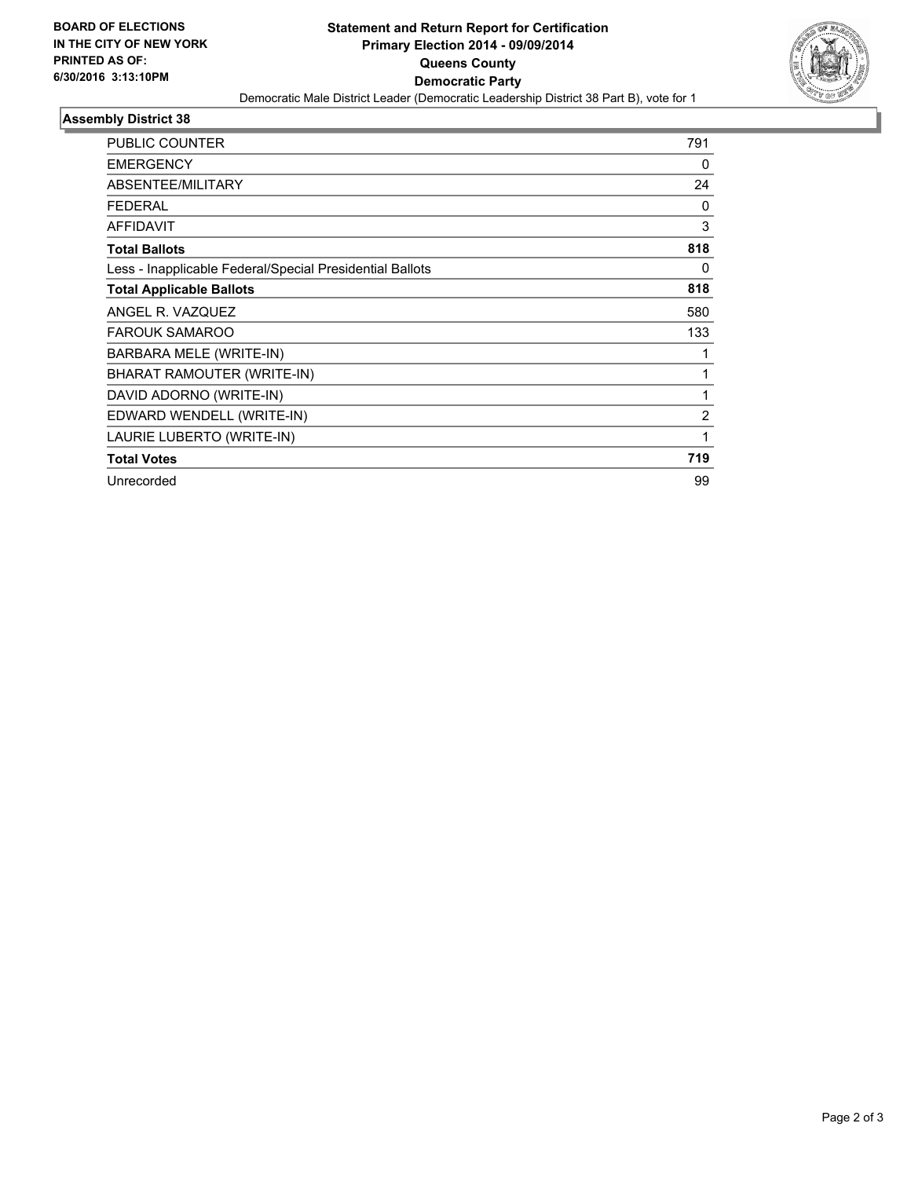**BOARD OF ELECTIONS IN THE CITY OF NEW YORK PRINTED AS OF: 6/30/2016 3:13:10PM**

# Statement and Return Report for Certification
## Primary Election 2014 - 09/09/2014
## Queens County
## Democratic Party

Democratic Male District Leader (Democratic Leadership District 38 Part B), vote for 1

### Assembly District 38

| | |
|---|---|
| PUBLIC COUNTER | 791 |
| EMERGENCY | 0 |
| ABSENTEE/MILITARY | 24 |
| FEDERAL | 0 |
| AFFIDAVIT | 3 |
| **Total Ballots** | **818** |
| Less - Inapplicable Federal/Special Presidential Ballots | 0 |
| **Total Applicable Ballots** | **818** |
| ANGEL R. VAZQUEZ | 580 |
| FAROUK SAMAROO | 133 |
| BARBARA MELE (WRITE-IN) | 1 |
| BHARAT RAMOUTER (WRITE-IN) | 1 |
| DAVID ADORNO (WRITE-IN) | 1 |
| EDWARD WENDELL (WRITE-IN) | 2 |
| LAURIE LUBERTO (WRITE-IN) | 1 |
| **Total Votes** | **719** |
| Unrecorded | 99 |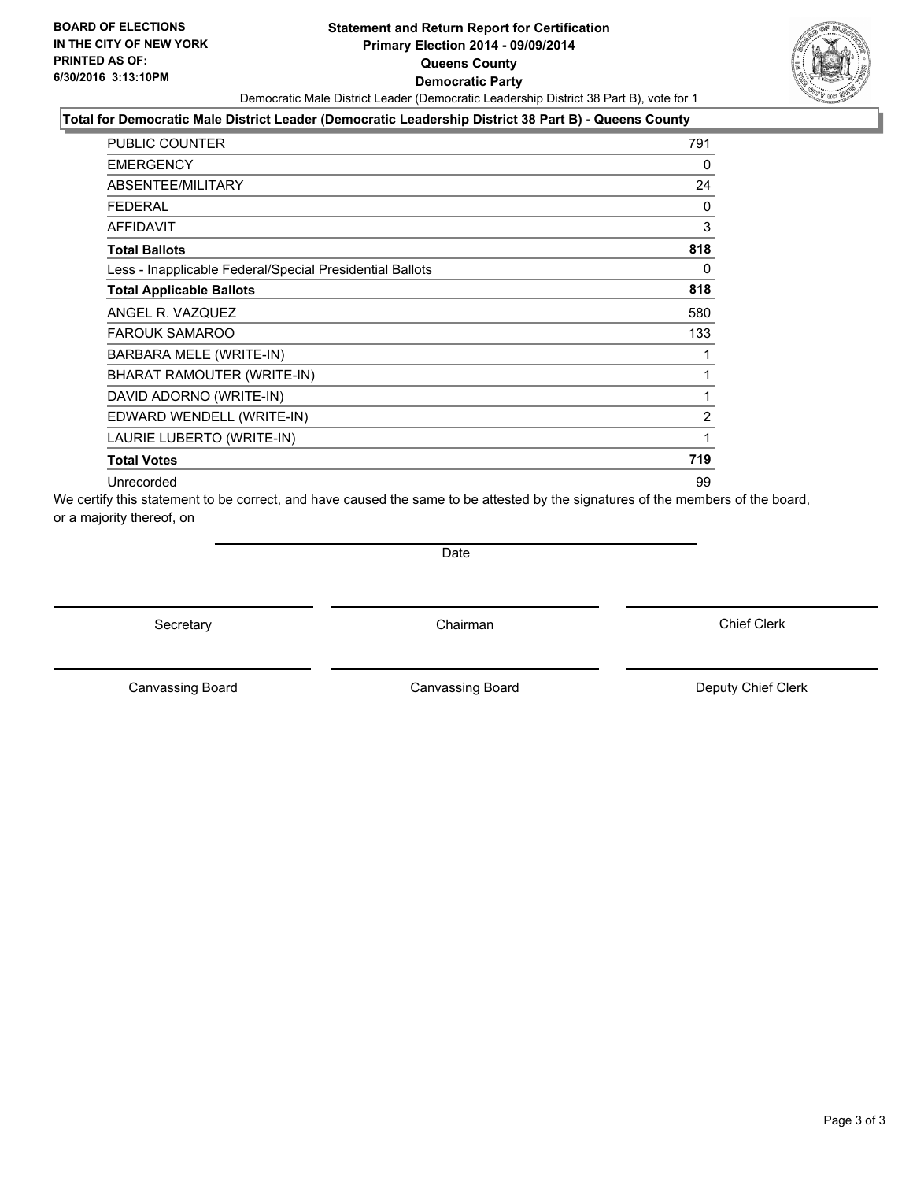**BOARD OF ELECTIONS IN THE CITY OF NEW YORK PRINTED AS OF: 6/30/2016 3:13:10PM**

# Statement and Return Report for Certification
## Primary Election 2014 - 09/09/2014
## Queens County
## Democratic Party

Democratic Male District Leader (Democratic Leadership District 38 Part B), vote for 1

**Total for Democratic Male District Leader (Democratic Leadership District 38 Part B) - Queens County**

| | |
|---|---|
| PUBLIC COUNTER | 791 |
| EMERGENCY | 0 |
| ABSENTEE/MILITARY | 24 |
| FEDERAL | 0 |
| AFFIDAVIT | 3 |
| **Total Ballots** | **818** |
| Less - Inapplicable Federal/Special Presidential Ballots | 0 |
| **Total Applicable Ballots** | **818** |
| ANGEL R. VAZQUEZ | 580 |
| FAROUK SAMAROO | 133 |
| BARBARA MELE (WRITE-IN) | 1 |
| BHARAT RAMOUTER (WRITE-IN) | 1 |
| DAVID ADORNO (WRITE-IN) | 1 |
| EDWARD WENDELL (WRITE-IN) | 2 |
| LAURIE LUBERTO (WRITE-IN) | 1 |
| **Total Votes** | **719** |
| Unrecorded | 99 |

We certify this statement to be correct, and have caused the same to be attested by the signatures of the members of the board, or a majority thereof, on

Date

Secretary | Chairman | Chief Clerk

Canvassing Board | Canvassing Board | Deputy Chief Clerk